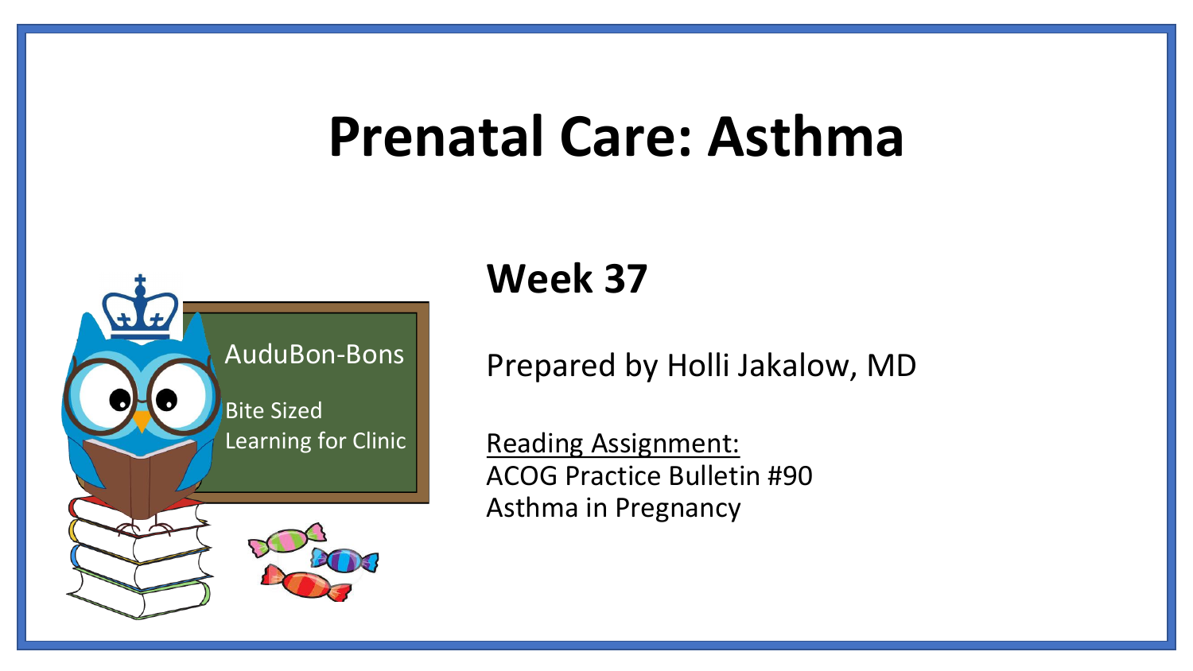# Prenatal Care: Asthma

AuduBon-Bons

Bite Sized Learning for Clinic

## Week 37

Prepared by Holli Jakalow, MD

Reading Assignment:
ACOG Practice Bulletin #90
Asthma in Pregnancy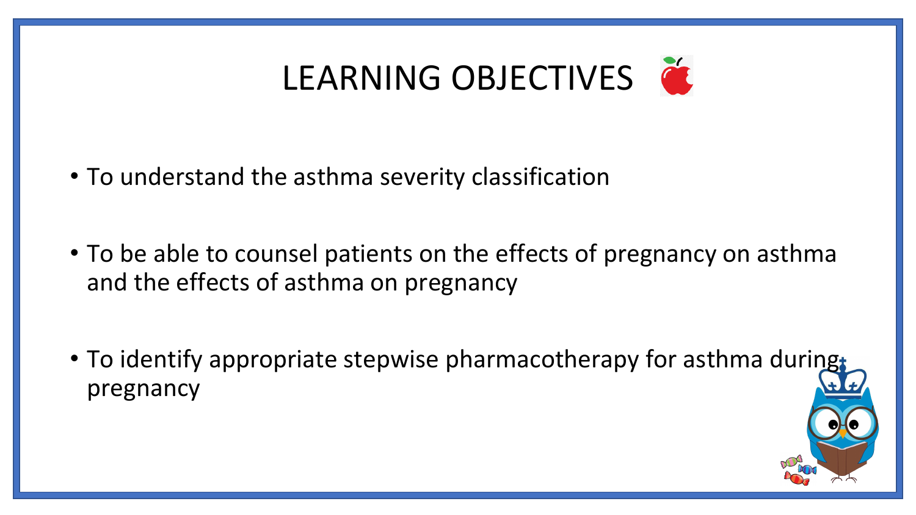# LEARNING OBJECTIVES

- To understand the asthma severity classification
- To be able to counsel patients on the effects of pregnancy on asthma and the effects of asthma on pregnancy
- To identify appropriate stepwise pharmacotherapy for asthma during pregnancy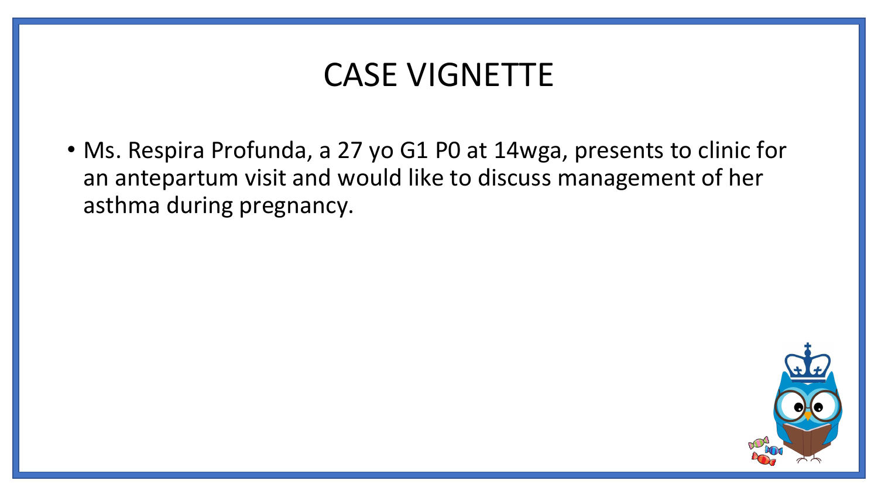# CASE VIGNETTE

- Ms. Respira Profunda, a 27 yo G1 P0 at 14wga, presents to clinic for an antepartum visit and would like to discuss management of her asthma during pregnancy.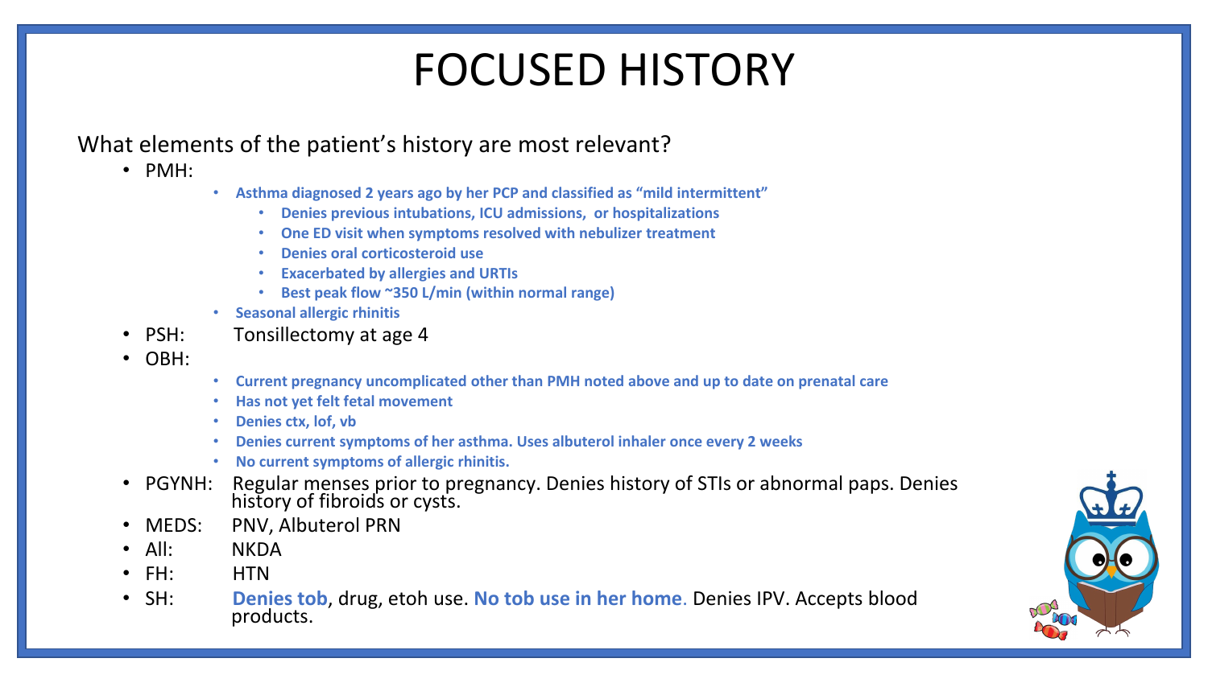# FOCUSED HISTORY

What elements of the patient's history are most relevant?

- PMH:
  - **Asthma diagnosed 2 years ago by her PCP and classified as "mild intermittent"**
    - **Denies previous intubations, ICU admissions, or hospitalizations**
    - **One ED visit when symptoms resolved with nebulizer treatment**
    - **Denies oral corticosteroid use**
    - **Exacerbated by allergies and URTIs**
    - **Best peak flow ~350 L/min (within normal range)**
  - **Seasonal allergic rhinitis**
- PSH: Tonsillectomy at age 4
- OBH:
  - **Current pregnancy uncomplicated other than PMH noted above and up to date on prenatal care**
  - **Has not yet felt fetal movement**
  - **Denies ctx, lof, vb**
  - **Denies current symptoms of her asthma. Uses albuterol inhaler once every 2 weeks**
  - **No current symptoms of allergic rhinitis.**
- PGYNH: Regular menses prior to pregnancy. Denies history of STIs or abnormal paps. Denies history of fibroids or cysts.
- MEDS: PNV, Albuterol PRN
- All: NKDA
- FH: HTN
- SH: **Denies tob**, drug, etoh use. **No tob use in her home**. Denies IPV. Accepts blood products.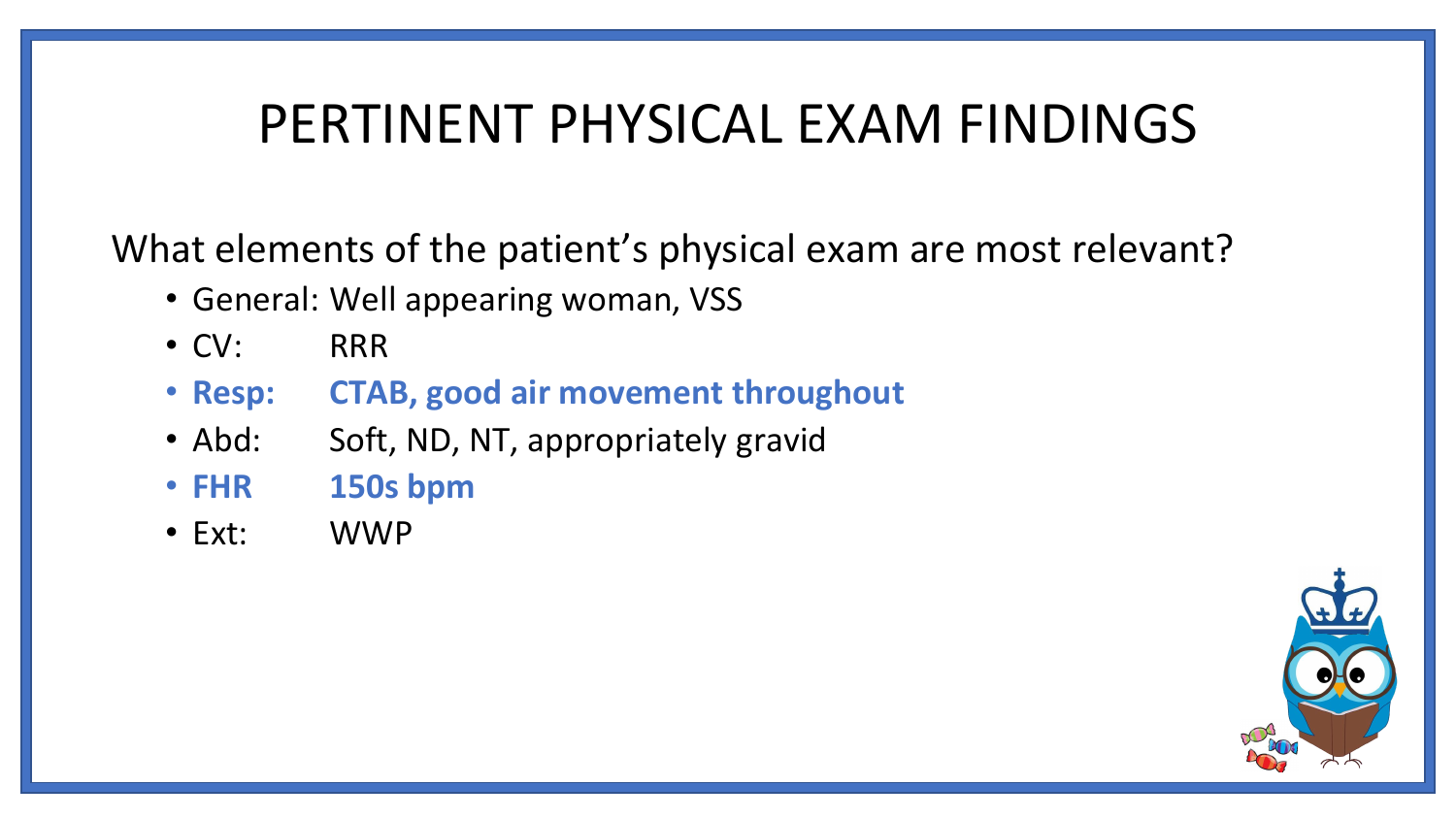# PERTINENT PHYSICAL EXAM FINDINGS

What elements of the patient's physical exam are most relevant?

- General: Well appearing woman, VSS
- CV: RRR
- **Resp: CTAB, good air movement throughout**
- Abd: Soft, ND, NT, appropriately gravid
- **FHR 150s bpm**
- Ext: WWP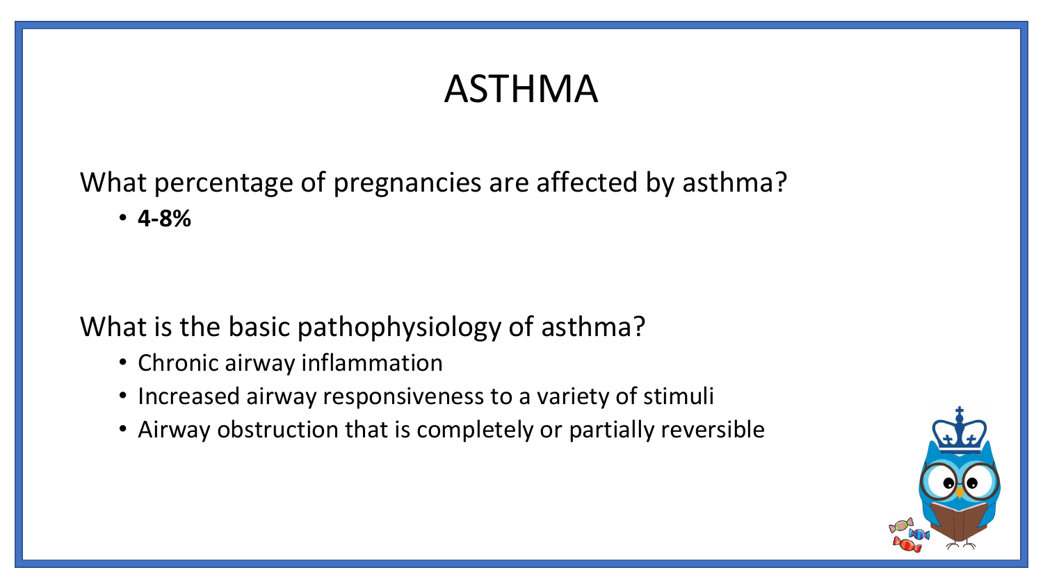# ASTHMA

What percentage of pregnancies are affected by asthma?

- **4-8%**

What is the basic pathophysiology of asthma?

- Chronic airway inflammation
- Increased airway responsiveness to a variety of stimuli
- Airway obstruction that is completely or partially reversible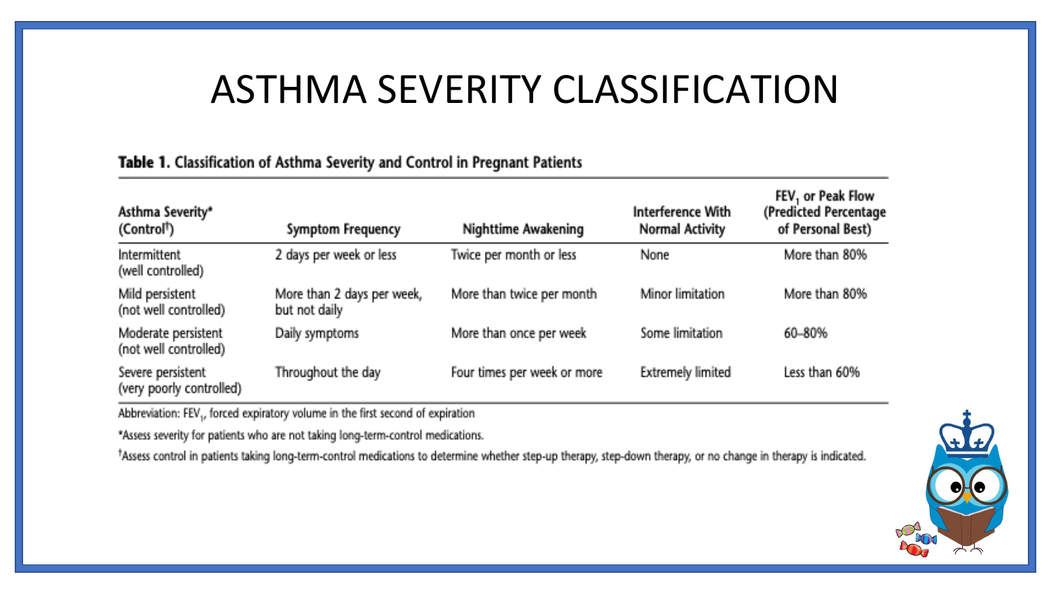# ASTHMA SEVERITY CLASSIFICATION

**Table 1.** Classification of Asthma Severity and Control in Pregnant Patients

| Asthma Severity* (Control†) | Symptom Frequency | Nighttime Awakening | Interference With Normal Activity | $FEV_1$ or Peak Flow (Predicted Percentage of Personal Best) |
|---|---|---|---|---|
| Intermittent (well controlled) | 2 days per week or less | Twice per month or less | None | More than 80% |
| Mild persistent (not well controlled) | More than 2 days per week, but not daily | More than twice per month | Minor limitation | More than 80% |
| Moderate persistent (not well controlled) | Daily symptoms | More than once per week | Some limitation | 60–80% |
| Severe persistent (very poorly controlled) | Throughout the day | Four times per week or more | Extremely limited | Less than 60% |

Abbreviation: $FEV_1$, forced expiratory volume in the first second of expiration

*Assess severity for patients who are not taking long-term-control medications.

†Assess control in patients taking long-term-control medications to determine whether step-up therapy, step-down therapy, or no change in therapy is indicated.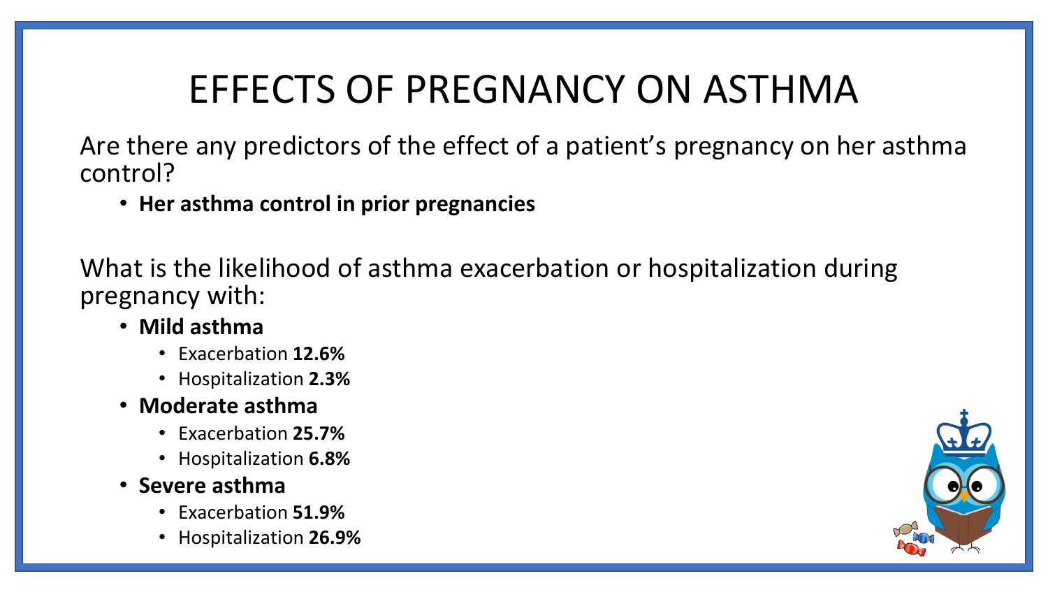# EFFECTS OF PREGNANCY ON ASTHMA

Are there any predictors of the effect of a patient's pregnancy on her asthma control?

- **Her asthma control in prior pregnancies**

What is the likelihood of asthma exacerbation or hospitalization during pregnancy with:

- **Mild asthma**
  - Exacerbation **12.6%**
  - Hospitalization **2.3%**
- **Moderate asthma**
  - Exacerbation **25.7%**
  - Hospitalization **6.8%**
- **Severe asthma**
  - Exacerbation **51.9%**
  - Hospitalization **26.9%**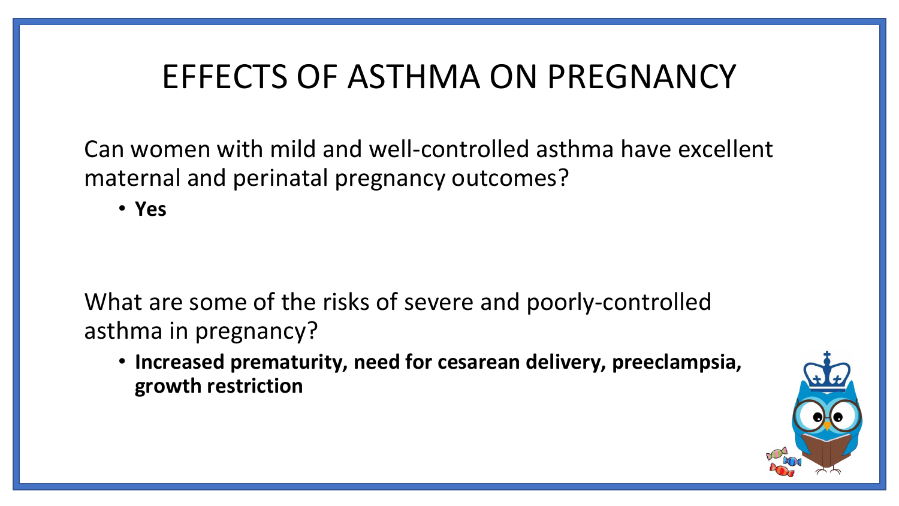# EFFECTS OF ASTHMA ON PREGNANCY

Can women with mild and well-controlled asthma have excellent maternal and perinatal pregnancy outcomes?

- **Yes**

What are some of the risks of severe and poorly-controlled asthma in pregnancy?

- **Increased prematurity, need for cesarean delivery, preeclampsia, growth restriction**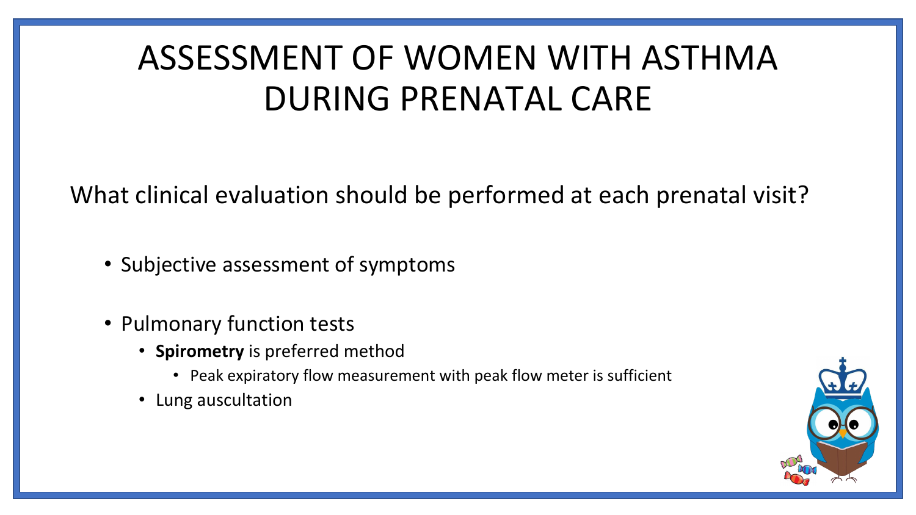# ASSESSMENT OF WOMEN WITH ASTHMA DURING PRENATAL CARE

What clinical evaluation should be performed at each prenatal visit?

- Subjective assessment of symptoms
- Pulmonary function tests
  - **Spirometry** is preferred method
    - Peak expiratory flow measurement with peak flow meter is sufficient
  - Lung auscultation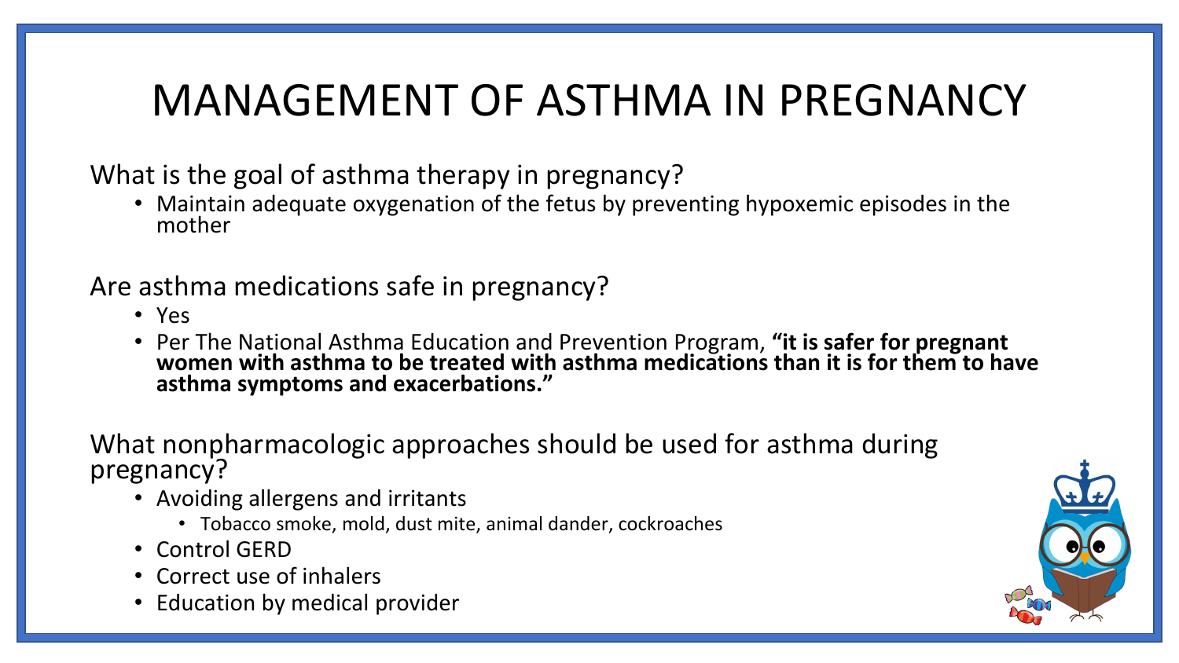# MANAGEMENT OF ASTHMA IN PREGNANCY

What is the goal of asthma therapy in pregnancy?

- Maintain adequate oxygenation of the fetus by preventing hypoxemic episodes in the mother

Are asthma medications safe in pregnancy?

- Yes
- Per The National Asthma Education and Prevention Program, **"it is safer for pregnant women with asthma to be treated with asthma medications than it is for them to have asthma symptoms and exacerbations."**

What nonpharmacologic approaches should be used for asthma during pregnancy?

- Avoiding allergens and irritants
  - Tobacco smoke, mold, dust mite, animal dander, cockroaches
- Control GERD
- Correct use of inhalers
- Education by medical provider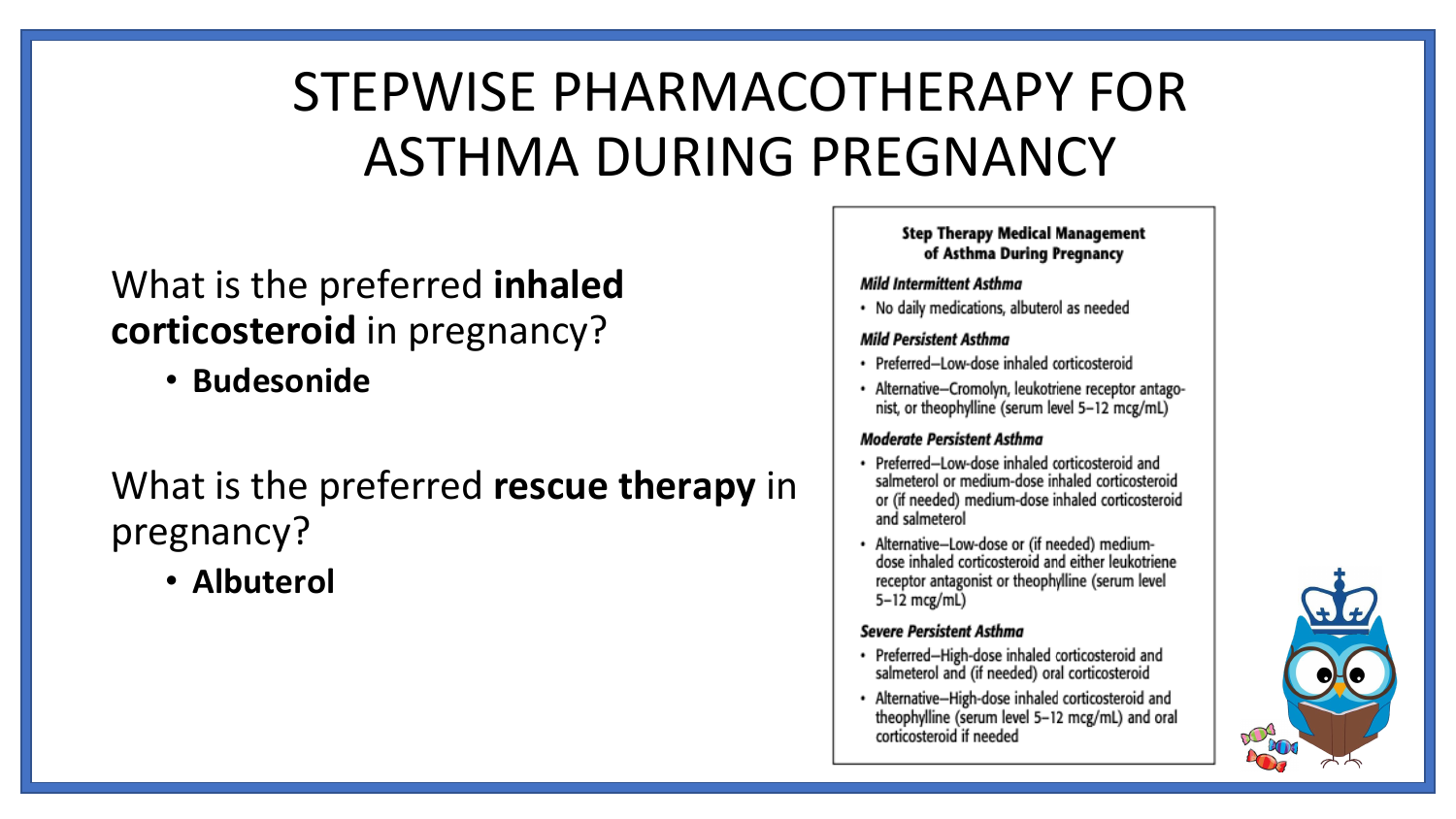# STEPWISE PHARMACOTHERAPY FOR ASTHMA DURING PREGNANCY

What is the preferred **inhaled corticosteroid** in pregnancy?

- **Budesonide**

What is the preferred **rescue therapy** in pregnancy?

- **Albuterol**

**Step Therapy Medical Management of Asthma During Pregnancy**

***Mild Intermittent Asthma***

- No daily medications, albuterol as needed

***Mild Persistent Asthma***

- Preferred—Low-dose inhaled corticosteroid
- Alternative—Cromolyn, leukotriene receptor antagonist, or theophylline (serum level 5–12 mcg/mL)

***Moderate Persistent Asthma***

- Preferred—Low-dose inhaled corticosteroid and salmeterol or medium-dose inhaled corticosteroid or (if needed) medium-dose inhaled corticosteroid and salmeterol
- Alternative—Low-dose or (if needed) medium-dose inhaled corticosteroid and either leukotriene receptor antagonist or theophylline (serum level 5–12 mcg/mL)

***Severe Persistent Asthma***

- Preferred—High-dose inhaled corticosteroid and salmeterol and (if needed) oral corticosteroid
- Alternative—High-dose inhaled corticosteroid and theophylline (serum level 5–12 mcg/mL) and oral corticosteroid if needed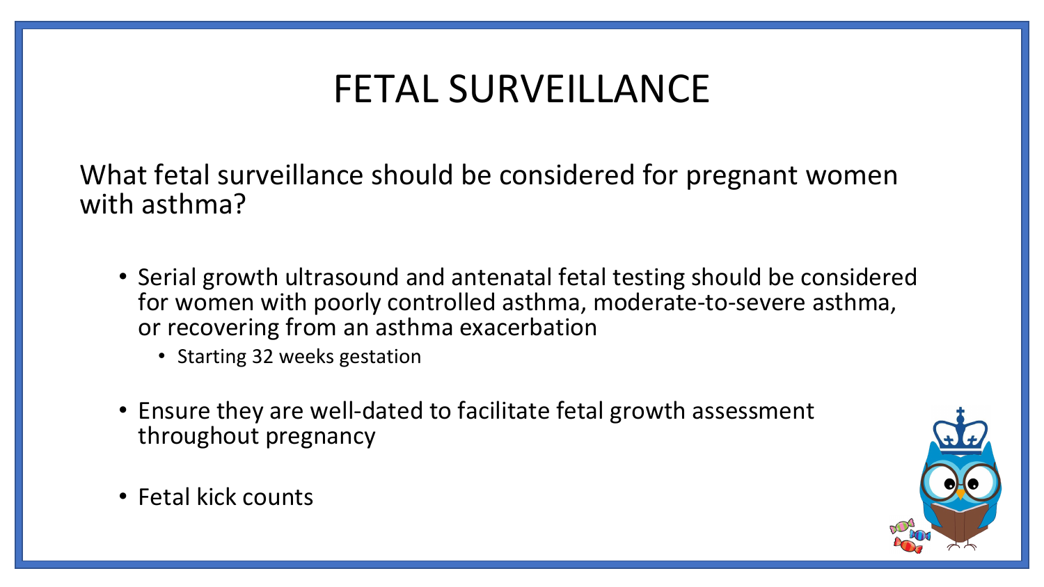# FETAL SURVEILLANCE

What fetal surveillance should be considered for pregnant women with asthma?

- Serial growth ultrasound and antenatal fetal testing should be considered for women with poorly controlled asthma, moderate-to-severe asthma, or recovering from an asthma exacerbation
  - Starting 32 weeks gestation
- Ensure they are well-dated to facilitate fetal growth assessment throughout pregnancy
- Fetal kick counts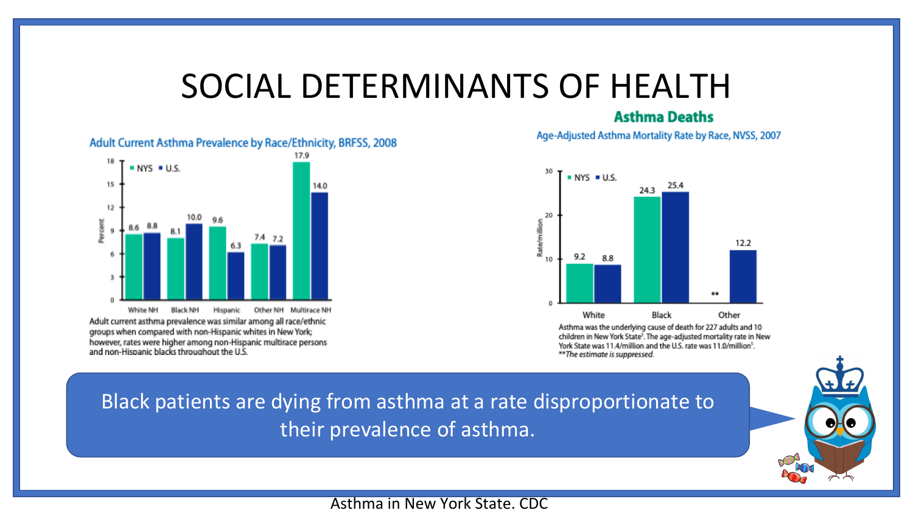# SOCIAL DETERMINANTS OF HEALTH

### Adult Current Asthma Prevalence by Race/Ethnicity, BRFSS, 2008

| Race/Ethnicity | NYS (%) | U.S. (%) |
|---|---|---|
| White NH | 8.6 | 8.8 |
| Black NH | 8.1 | 10.0 |
| Hispanic | 9.6 | 6.3 |
| Other NH | 7.4 | 7.2 |
| Multirace NH | 17.9 | 14.0 |

Adult current asthma prevalence was similar among all race/ethnic groups when compared with non-Hispanic whites in New York; however, rates were higher among non-Hispanic multirace persons and non-Hispanic blacks throughout the U.S.

## Asthma Deaths

### Age-Adjusted Asthma Mortality Rate by Race, NVSS, 2007

| Race | NYS (Rate/million) | U.S. (Rate/million) |
|---|---|---|
| White | 9.2 | 8.8 |
| Black | 24.3 | 25.4 |
| Other | ** | 12.2 |

Asthma was the underlying cause of death for 227 adults and 10 children in New York State[5]. The age-adjusted mortality rate in New York State was 11.4/million and the U.S. rate was 11.0/million[5].

*\*\*The estimate is suppressed.*

Black patients are dying from asthma at a rate disproportionate to their prevalence of asthma.

Asthma in New York State. CDC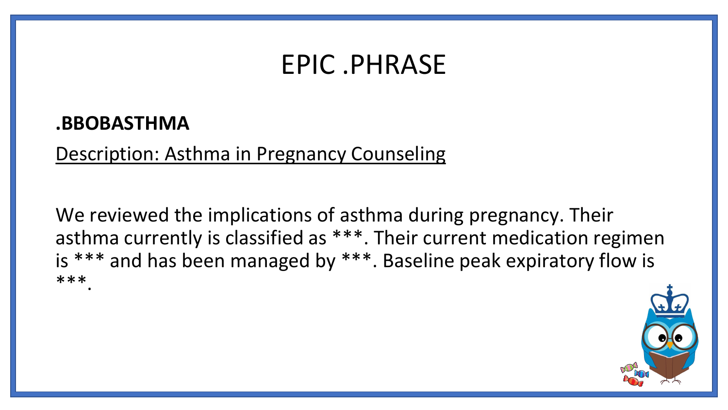# EPIC .PHRASE

**.BBOBASTHMA**

Description: Asthma in Pregnancy Counseling

We reviewed the implications of asthma during pregnancy. Their asthma currently is classified as ***. Their current medication regimen is *** and has been managed by ***. Baseline peak expiratory flow is ***.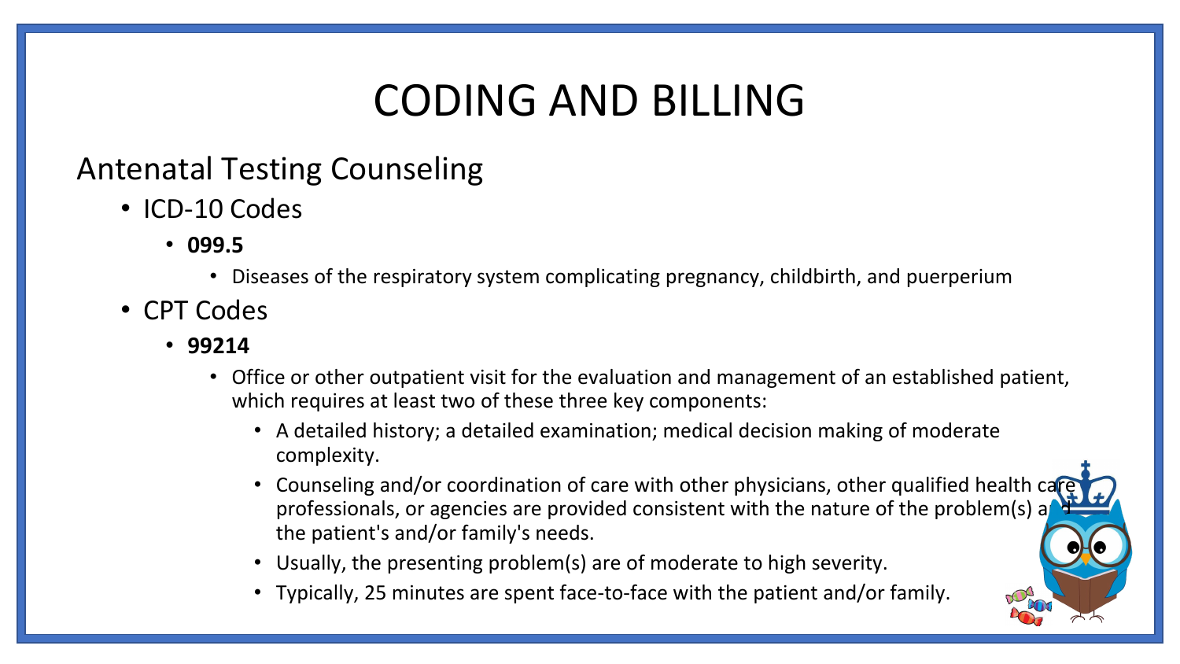# CODING AND BILLING

## Antenatal Testing Counseling

- ICD-10 Codes
  - **099.5**
    - Diseases of the respiratory system complicating pregnancy, childbirth, and puerperium
- CPT Codes
  - **99214**
    - Office or other outpatient visit for the evaluation and management of an established patient, which requires at least two of these three key components:
      - A detailed history; a detailed examination; medical decision making of moderate complexity.
      - Counseling and/or coordination of care with other physicians, other qualified health care professionals, or agencies are provided consistent with the nature of the problem(s) and the patient's and/or family's needs.
      - Usually, the presenting problem(s) are of moderate to high severity.
      - Typically, 25 minutes are spent face-to-face with the patient and/or family.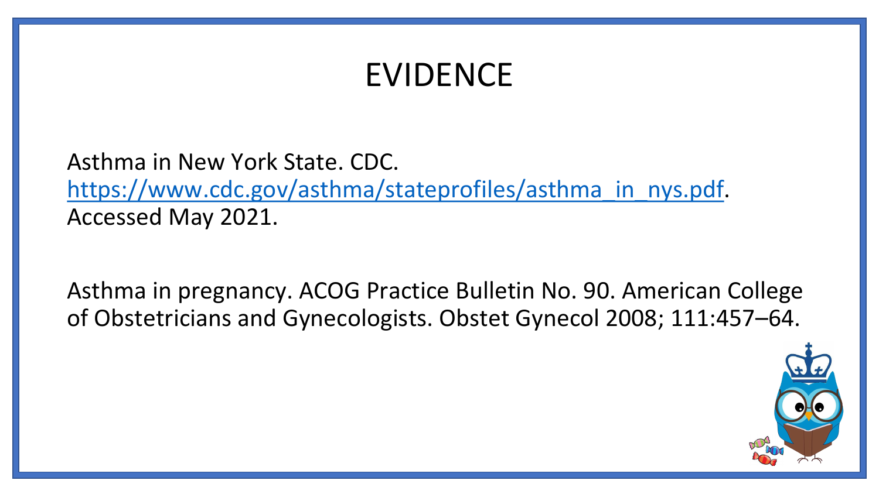# EVIDENCE

Asthma in New York State. CDC. [https://www.cdc.gov/asthma/stateprofiles/asthma_in_nys.pdf](https://www.cdc.gov/asthma/stateprofiles/asthma_in_nys.pdf). Accessed May 2021.

Asthma in pregnancy. ACOG Practice Bulletin No. 90. American College of Obstetricians and Gynecologists. Obstet Gynecol 2008; 111:457–64.